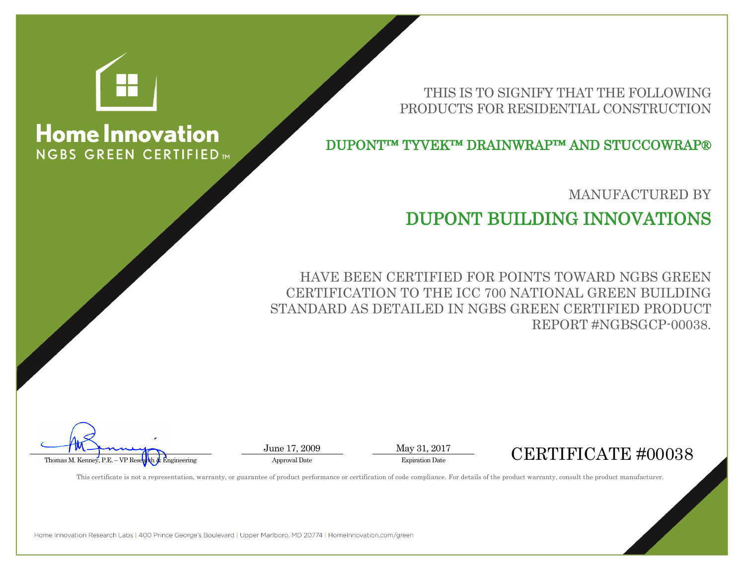# Home Innovation

NGBS GREEN CERTIFIED™

THIS IS TO SIGNIFY THAT THE FOLLOWING PRODUCTS FOR RESIDENTIAL CONSTRUCTION

## DUPONT™ TYVEK™ DRAINWRAP™ AND STUCCOWRAP®

MANUFACTURED BY

## DUPONT BUILDING INNOVATIONS

HAVE BEEN CERTIFIED FOR POINTS TOWARD NGBS GREEN CERTIFICATION TO THE ICC 700 NATIONAL GREEN BUILDING STANDARD AS DETAILED IN NGBS GREEN CERTIFIED PRODUCT REPORT #NGBSGCP-00038.

Thomas M. Kenney, P.E. – VP Research & Engineering

June 17, 2009
Approval Date

May 31, 2017
Expiration Date

CERTIFICATE #00038

This certificate is not a representation, warranty, or guarantee of product performance or certification of code compliance. For details of the product warranty, consult the product manufacturer.

Home Innovation Research Labs | 400 Prince George's Boulevard | Upper Marlboro, MD 20774 | HomeInnovation.com/green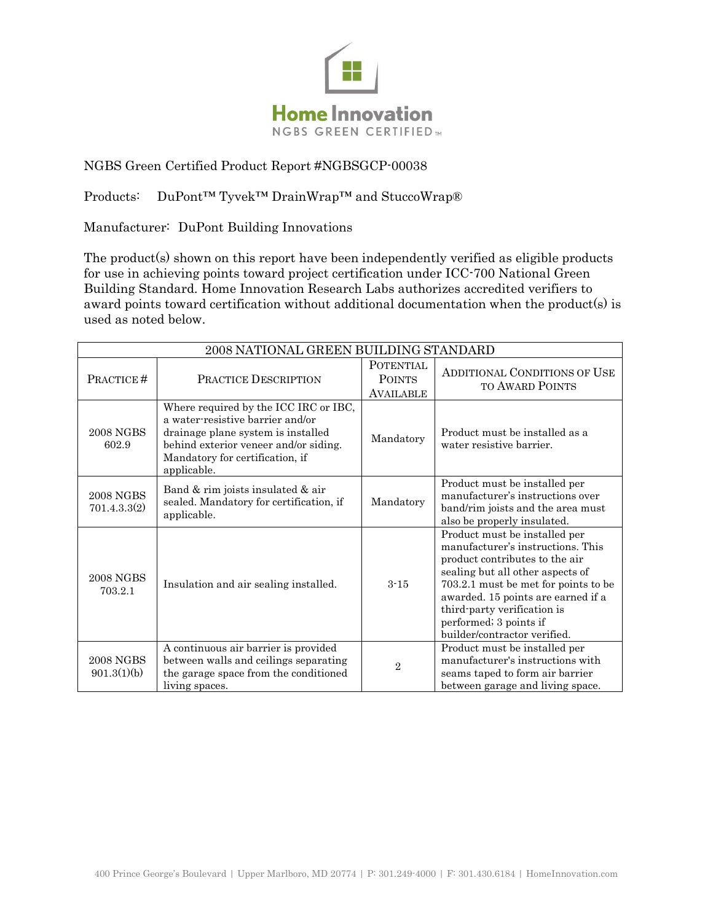Home Innovation
NGBS GREEN CERTIFIED™

NGBS Green Certified Product Report #NGBSGCP-00038

Products: DuPont™ Tyvek™ DrainWrap™ and StuccoWrap®

Manufacturer: DuPont Building Innovations

The product(s) shown on this report have been independently verified as eligible products for use in achieving points toward project certification under ICC-700 National Green Building Standard. Home Innovation Research Labs authorizes accredited verifiers to award points toward certification without additional documentation when the product(s) is used as noted below.

| 2008 NATIONAL GREEN BUILDING STANDARD | | | |
|---|---|---|---|
| PRACTICE # | PRACTICE DESCRIPTION | POTENTIAL POINTS AVAILABLE | ADDITIONAL CONDITIONS OF USE TO AWARD POINTS |
| 2008 NGBS 602.9 | Where required by the ICC IRC or IBC, a water-resistive barrier and/or drainage plane system is installed behind exterior veneer and/or siding. Mandatory for certification, if applicable. | Mandatory | Product must be installed as a water resistive barrier. |
| 2008 NGBS 701.4.3.3(2) | Band & rim joists insulated & air sealed. Mandatory for certification, if applicable. | Mandatory | Product must be installed per manufacturer's instructions over band/rim joists and the area must also be properly insulated. |
| 2008 NGBS 703.2.1 | Insulation and air sealing installed. | 3-15 | Product must be installed per manufacturer's instructions. This product contributes to the air sealing but all other aspects of 703.2.1 must be met for points to be awarded. 15 points are earned if a third-party verification is performed; 3 points if builder/contractor verified. |
| 2008 NGBS 901.3(1)(b) | A continuous air barrier is provided between walls and ceilings separating the garage space from the conditioned living spaces. | 2 | Product must be installed per manufacturer's instructions with seams taped to form air barrier between garage and living space. |

400 Prince George's Boulevard | Upper Marlboro, MD 20774 | P: 301.249-4000 | F: 301.430.6184 | HomeInnovation.com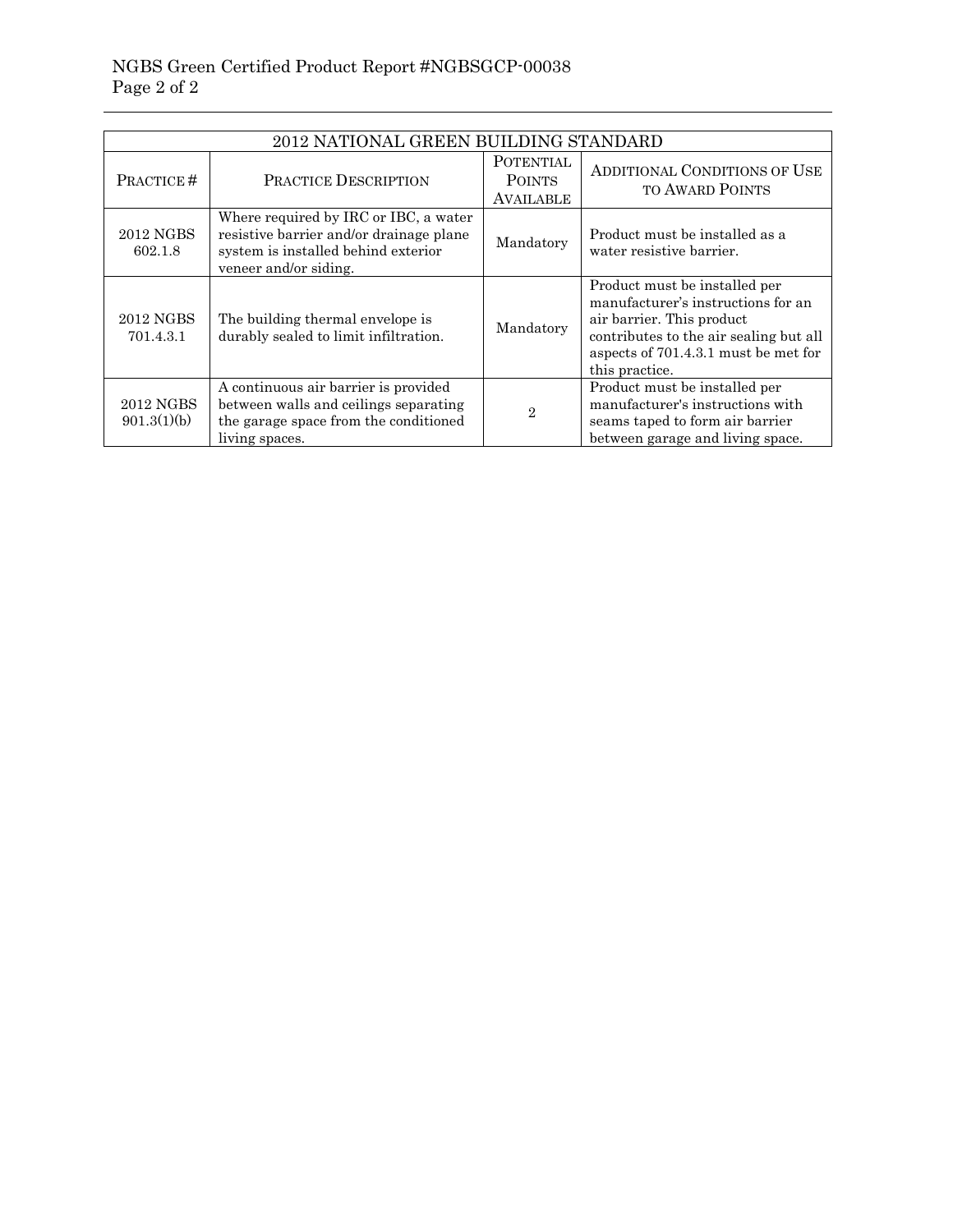| 2012 National Green Building Standard | | | |
|---|---|---|---|
| Practice # | Practice Description | Potential Points Available | Additional Conditions of Use to Award Points |
| 2012 NGBS 602.1.8 | Where required by IRC or IBC, a water resistive barrier and/or drainage plane system is installed behind exterior veneer and/or siding. | Mandatory | Product must be installed as a water resistive barrier. |
| 2012 NGBS 701.4.3.1 | The building thermal envelope is durably sealed to limit infiltration. | Mandatory | Product must be installed per manufacturer's instructions for an air barrier. This product contributes to the air sealing but all aspects of 701.4.3.1 must be met for this practice. |
| 2012 NGBS 901.3(1)(b) | A continuous air barrier is provided between walls and ceilings separating the garage space from the conditioned living spaces. | 2 | Product must be installed per manufacturer's instructions with seams taped to form air barrier between garage and living space. |